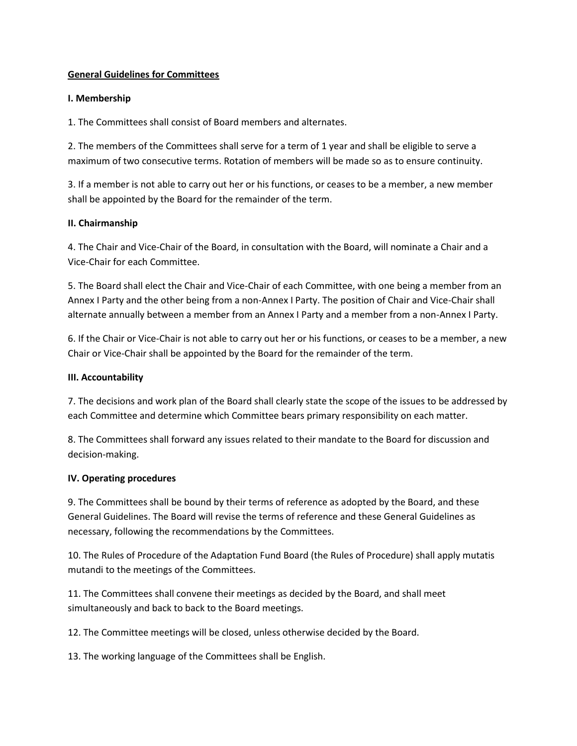# General Guidelines for Committees

## I. Membership

1. The Committees shall consist of Board members and alternates.

2. The members of the Committees shall serve for a term of 1 year and shall be eligible to serve a maximum of two consecutive terms. Rotation of members will be made so as to ensure continuity.

3. If a member is not able to carry out her or his functions, or ceases to be a member, a new member shall be appointed by the Board for the remainder of the term.

## II. Chairmanship

4. The Chair and Vice-Chair of the Board, in consultation with the Board, will nominate a Chair and a Vice-Chair for each Committee.

5. The Board shall elect the Chair and Vice-Chair of each Committee, with one being a member from an Annex I Party and the other being from a non-Annex I Party. The position of Chair and Vice-Chair shall alternate annually between a member from an Annex I Party and a member from a non-Annex I Party.

6. If the Chair or Vice-Chair is not able to carry out her or his functions, or ceases to be a member, a new Chair or Vice-Chair shall be appointed by the Board for the remainder of the term.

## III. Accountability

7. The decisions and work plan of the Board shall clearly state the scope of the issues to be addressed by each Committee and determine which Committee bears primary responsibility on each matter.

8. The Committees shall forward any issues related to their mandate to the Board for discussion and decision-making.

## IV. Operating procedures

9. The Committees shall be bound by their terms of reference as adopted by the Board, and these General Guidelines. The Board will revise the terms of reference and these General Guidelines as necessary, following the recommendations by the Committees.

10. The Rules of Procedure of the Adaptation Fund Board (the Rules of Procedure) shall apply mutatis mutandi to the meetings of the Committees.

11. The Committees shall convene their meetings as decided by the Board, and shall meet simultaneously and back to back to the Board meetings.

12. The Committee meetings will be closed, unless otherwise decided by the Board.

13. The working language of the Committees shall be English.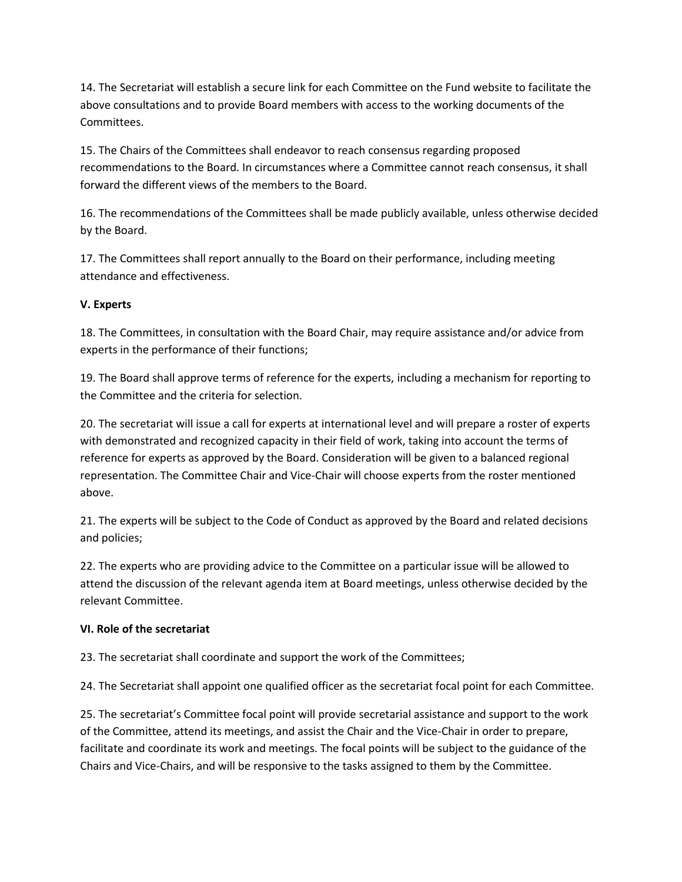14. The Secretariat will establish a secure link for each Committee on the Fund website to facilitate the above consultations and to provide Board members with access to the working documents of the Committees.

15. The Chairs of the Committees shall endeavor to reach consensus regarding proposed recommendations to the Board. In circumstances where a Committee cannot reach consensus, it shall forward the different views of the members to the Board.

16. The recommendations of the Committees shall be made publicly available, unless otherwise decided by the Board.

17. The Committees shall report annually to the Board on their performance, including meeting attendance and effectiveness.

**V. Experts**

18. The Committees, in consultation with the Board Chair, may require assistance and/or advice from experts in the performance of their functions;

19. The Board shall approve terms of reference for the experts, including a mechanism for reporting to the Committee and the criteria for selection.

20. The secretariat will issue a call for experts at international level and will prepare a roster of experts with demonstrated and recognized capacity in their field of work, taking into account the terms of reference for experts as approved by the Board. Consideration will be given to a balanced regional representation. The Committee Chair and Vice-Chair will choose experts from the roster mentioned above.

21. The experts will be subject to the Code of Conduct as approved by the Board and related decisions and policies;

22. The experts who are providing advice to the Committee on a particular issue will be allowed to attend the discussion of the relevant agenda item at Board meetings, unless otherwise decided by the relevant Committee.

**VI. Role of the secretariat**

23. The secretariat shall coordinate and support the work of the Committees;

24. The Secretariat shall appoint one qualified officer as the secretariat focal point for each Committee.

25. The secretariat's Committee focal point will provide secretarial assistance and support to the work of the Committee, attend its meetings, and assist the Chair and the Vice-Chair in order to prepare, facilitate and coordinate its work and meetings. The focal points will be subject to the guidance of the Chairs and Vice-Chairs, and will be responsive to the tasks assigned to them by the Committee.